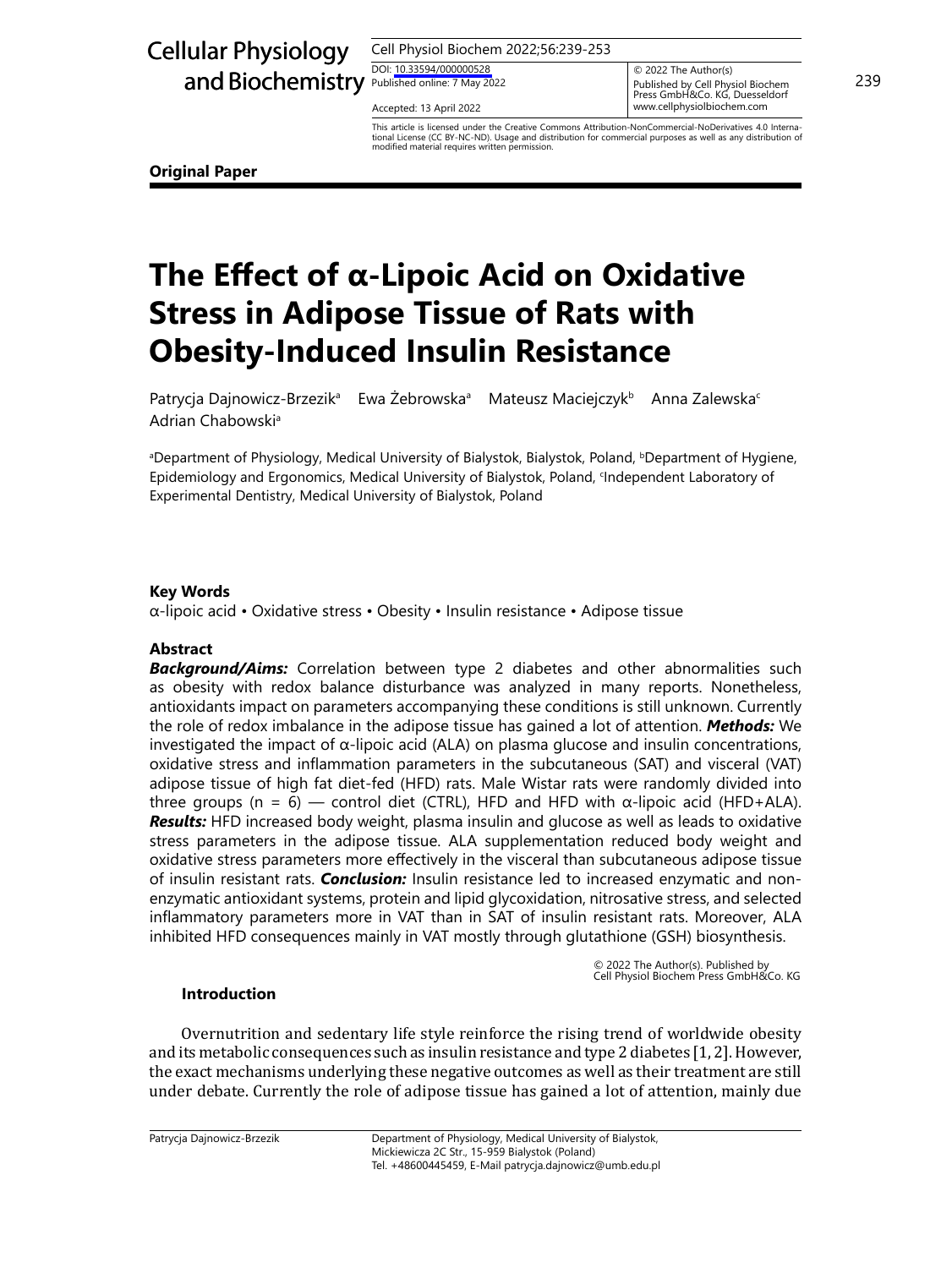**Original Paper**

# The Effect of α-Lipoic Acid on Oxidative Stress in Adipose Tissue of Rats with Obesity-Induced Insulin Resistance

Patrycja Dajnowicz-Brzezik[a] Ewa Żebrowska[a] Mateusz Maciejczyk[b] Anna Zalewska[c] Adrian Chabowski[a]

[a]Department of Physiology, Medical University of Bialystok, Bialystok, Poland, [b]Department of Hygiene, Epidemiology and Ergonomics, Medical University of Bialystok, Poland, [c]Independent Laboratory of Experimental Dentistry, Medical University of Bialystok, Poland

DOI: 10.33594/000000528
Published online: 7 May 2022
Accepted: 13 April 2022

© 2022 The Author(s)
Published by Cell Physiol Biochem Press GmbH&Co. KG, Duesseldorf
www.cellphysiolbiochem.com

This article is licensed under the Creative Commons Attribution-NonCommercial-NoDerivatives 4.0 International License (CC BY-NC-ND). Usage and distribution for commercial purposes as well as any distribution of modified material requires written permission.

### Key Words

α-lipoic acid • Oxidative stress • Obesity • Insulin resistance • Adipose tissue

### Abstract

***Background/Aims:*** Correlation between type 2 diabetes and other abnormalities such as obesity with redox balance disturbance was analyzed in many reports. Nonetheless, antioxidants impact on parameters accompanying these conditions is still unknown. Currently the role of redox imbalance in the adipose tissue has gained a lot of attention. ***Methods:*** We investigated the impact of α-lipoic acid (ALA) on plasma glucose and insulin concentrations, oxidative stress and inflammation parameters in the subcutaneous (SAT) and visceral (VAT) adipose tissue of high fat diet-fed (HFD) rats. Male Wistar rats were randomly divided into three groups (n = 6) — control diet (CTRL), HFD and HFD with α-lipoic acid (HFD+ALA). ***Results:*** HFD increased body weight, plasma insulin and glucose as well as leads to oxidative stress parameters in the adipose tissue. ALA supplementation reduced body weight and oxidative stress parameters more effectively in the visceral than subcutaneous adipose tissue of insulin resistant rats. ***Conclusion:*** Insulin resistance led to increased enzymatic and non-enzymatic antioxidant systems, protein and lipid glycoxidation, nitrosative stress, and selected inflammatory parameters more in VAT than in SAT of insulin resistant rats. Moreover, ALA inhibited HFD consequences mainly in VAT mostly through glutathione (GSH) biosynthesis.

© 2022 The Author(s). Published by Cell Physiol Biochem Press GmbH&Co. KG

### Introduction

Overnutrition and sedentary life style reinforce the rising trend of worldwide obesity and its metabolic consequences such as insulin resistance and type 2 diabetes [1, 2]. However, the exact mechanisms underlying these negative outcomes as well as their treatment are still under debate. Currently the role of adipose tissue has gained a lot of attention, mainly due

Patrycja Dajnowicz-Brzezik — Department of Physiology, Medical University of Bialystok, Mickiewicza 2C Str., 15-959 Bialystok (Poland)
Tel. +48600445459, E-Mail patrycja.dajnowicz@umb.edu.pl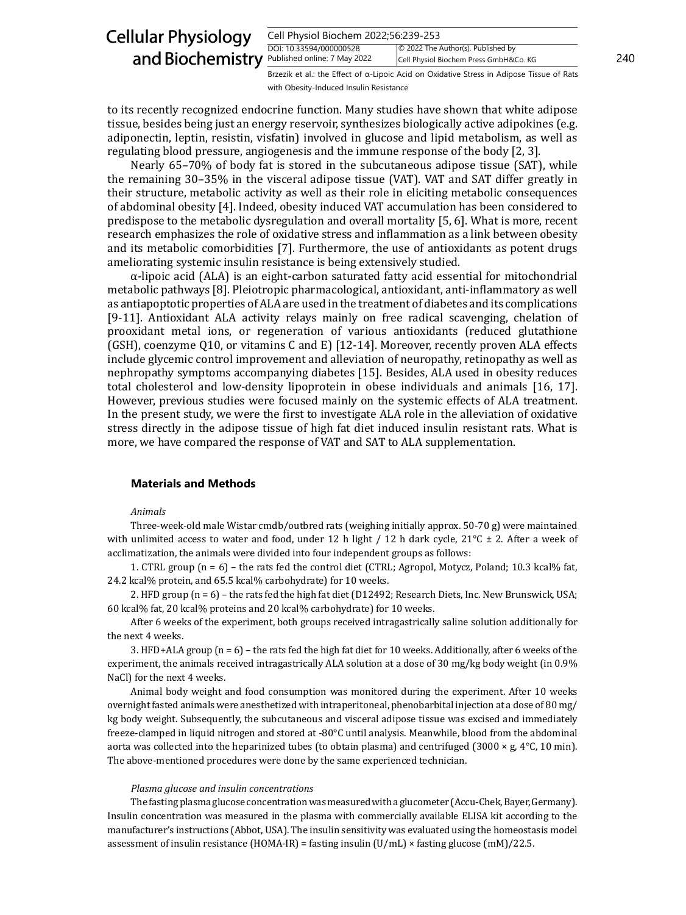to its recently recognized endocrine function. Many studies have shown that white adipose tissue, besides being just an energy reservoir, synthesizes biologically active adipokines (e.g. adiponectin, leptin, resistin, visfatin) involved in glucose and lipid metabolism, as well as regulating blood pressure, angiogenesis and the immune response of the body [2, 3].

Nearly 65–70% of body fat is stored in the subcutaneous adipose tissue (SAT), while the remaining 30–35% in the visceral adipose tissue (VAT). VAT and SAT differ greatly in their structure, metabolic activity as well as their role in eliciting metabolic consequences of abdominal obesity [4]. Indeed, obesity induced VAT accumulation has been considered to predispose to the metabolic dysregulation and overall mortality [5, 6]. What is more, recent research emphasizes the role of oxidative stress and inflammation as a link between obesity and its metabolic comorbidities [7]. Furthermore, the use of antioxidants as potent drugs ameliorating systemic insulin resistance is being extensively studied.

α-lipoic acid (ALA) is an eight-carbon saturated fatty acid essential for mitochondrial metabolic pathways [8]. Pleiotropic pharmacological, antioxidant, anti-inflammatory as well as antiapoptotic properties of ALA are used in the treatment of diabetes and its complications [9-11]. Antioxidant ALA activity relays mainly on free radical scavenging, chelation of prooxidant metal ions, or regeneration of various antioxidants (reduced glutathione (GSH), coenzyme Q10, or vitamins C and E) [12-14]. Moreover, recently proven ALA effects include glycemic control improvement and alleviation of neuropathy, retinopathy as well as nephropathy symptoms accompanying diabetes [15]. Besides, ALA used in obesity reduces total cholesterol and low-density lipoprotein in obese individuals and animals [16, 17]. However, previous studies were focused mainly on the systemic effects of ALA treatment. In the present study, we were the first to investigate ALA role in the alleviation of oxidative stress directly in the adipose tissue of high fat diet induced insulin resistant rats. What is more, we have compared the response of VAT and SAT to ALA supplementation.

## Materials and Methods

### *Animals*

Three-week-old male Wistar cmdb/outbred rats (weighing initially approx. 50-70 g) were maintained with unlimited access to water and food, under 12 h light / 12 h dark cycle, 21°C ± 2. After a week of acclimatization, the animals were divided into four independent groups as follows:

1. CTRL group (n = 6) – the rats fed the control diet (CTRL; Agropol, Motycz, Poland; 10.3 kcal% fat, 24.2 kcal% protein, and 65.5 kcal% carbohydrate) for 10 weeks.

2. HFD group (n = 6) – the rats fed the high fat diet (D12492; Research Diets, Inc. New Brunswick, USA; 60 kcal% fat, 20 kcal% proteins and 20 kcal% carbohydrate) for 10 weeks.

After 6 weeks of the experiment, both groups received intragastrically saline solution additionally for the next 4 weeks.

3. HFD+ALA group (n = 6) – the rats fed the high fat diet for 10 weeks. Additionally, after 6 weeks of the experiment, the animals received intragastrically ALA solution at a dose of 30 mg/kg body weight (in 0.9% NaCl) for the next 4 weeks.

Animal body weight and food consumption was monitored during the experiment. After 10 weeks overnight fasted animals were anesthetized with intraperitoneal, phenobarbital injection at a dose of 80 mg/kg body weight. Subsequently, the subcutaneous and visceral adipose tissue was excised and immediately freeze-clamped in liquid nitrogen and stored at -80°C until analysis. Meanwhile, blood from the abdominal aorta was collected into the heparinized tubes (to obtain plasma) and centrifuged (3000 × g, 4°C, 10 min). The above-mentioned procedures were done by the same experienced technician.

### *Plasma glucose and insulin concentrations*

The fasting plasma glucose concentration was measured with a glucometer (Accu-Chek, Bayer, Germany). Insulin concentration was measured in the plasma with commercially available ELISA kit according to the manufacturer's instructions (Abbot, USA). The insulin sensitivity was evaluated using the homeostasis model assessment of insulin resistance (HOMA-IR) = fasting insulin (U/mL) × fasting glucose (mM)/22.5.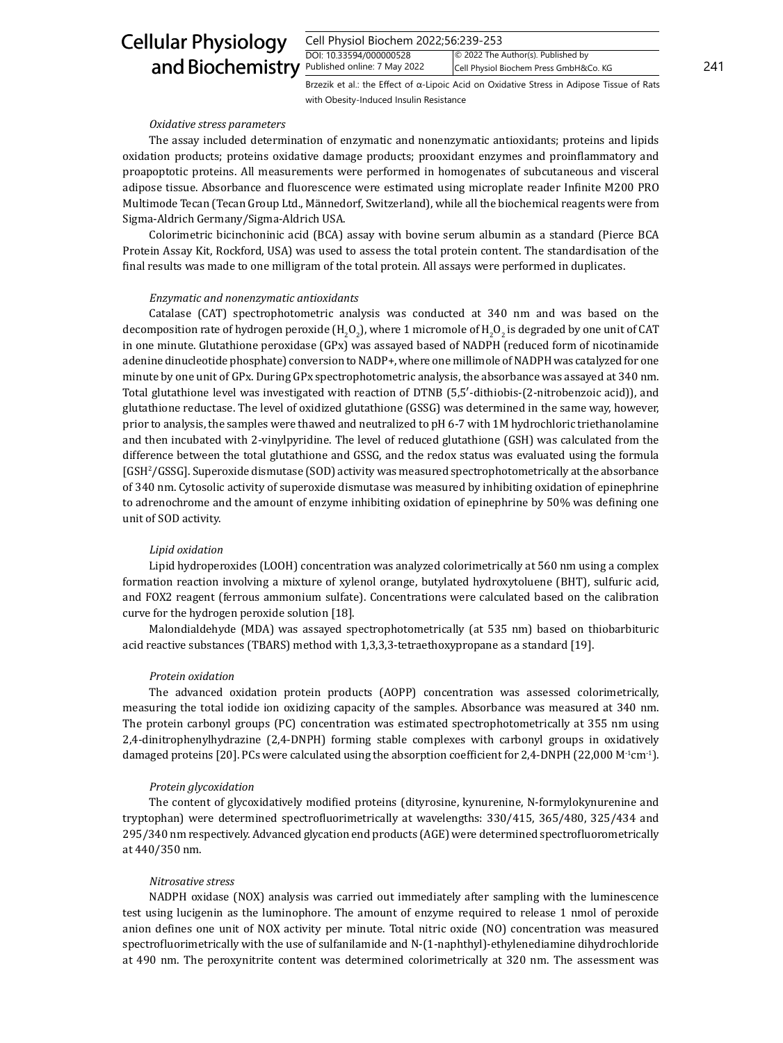*Oxidative stress parameters*

The assay included determination of enzymatic and nonenzymatic antioxidants; proteins and lipids oxidation products; proteins oxidative damage products; prooxidant enzymes and proinflammatory and proapoptotic proteins. All measurements were performed in homogenates of subcutaneous and visceral adipose tissue. Absorbance and fluorescence were estimated using microplate reader Infinite M200 PRO Multimode Tecan (Tecan Group Ltd., Männedorf, Switzerland), while all the biochemical reagents were from Sigma-Aldrich Germany/Sigma-Aldrich USA.

Colorimetric bicinchoninic acid (BCA) assay with bovine serum albumin as a standard (Pierce BCA Protein Assay Kit, Rockford, USA) was used to assess the total protein content. The standardisation of the final results was made to one milligram of the total protein. All assays were performed in duplicates.

*Enzymatic and nonenzymatic antioxidants*

Catalase (CAT) spectrophotometric analysis was conducted at 340 nm and was based on the decomposition rate of hydrogen peroxide ($H_2O_2$), where 1 micromole of $H_2O_2$ is degraded by one unit of CAT in one minute. Glutathione peroxidase (GPx) was assayed based of NADPH (reduced form of nicotinamide adenine dinucleotide phosphate) conversion to NADP+, where one millimole of NADPH was catalyzed for one minute by one unit of GPx. During GPx spectrophotometric analysis, the absorbance was assayed at 340 nm. Total glutathione level was investigated with reaction of DTNB (5,5′-dithiobis-(2-nitrobenzoic acid)), and glutathione reductase. The level of oxidized glutathione (GSSG) was determined in the same way, however, prior to analysis, the samples were thawed and neutralized to pH 6-7 with 1M hydrochloric triethanolamine and then incubated with 2-vinylpyridine. The level of reduced glutathione (GSH) was calculated from the difference between the total glutathione and GSSG, and the redox status was evaluated using the formula [$GSH^2$/GSSG]. Superoxide dismutase (SOD) activity was measured spectrophotometrically at the absorbance of 340 nm. Cytosolic activity of superoxide dismutase was measured by inhibiting oxidation of epinephrine to adrenochrome and the amount of enzyme inhibiting oxidation of epinephrine by 50% was defining one unit of SOD activity.

*Lipid oxidation*

Lipid hydroperoxides (LOOH) concentration was analyzed colorimetrically at 560 nm using a complex formation reaction involving a mixture of xylenol orange, butylated hydroxytoluene (BHT), sulfuric acid, and FOX2 reagent (ferrous ammonium sulfate). Concentrations were calculated based on the calibration curve for the hydrogen peroxide solution [18].

Malondialdehyde (MDA) was assayed spectrophotometrically (at 535 nm) based on thiobarbituric acid reactive substances (TBARS) method with 1,3,3,3-tetraethoxypropane as a standard [19].

*Protein oxidation*

The advanced oxidation protein products (AOPP) concentration was assessed colorimetrically, measuring the total iodide ion oxidizing capacity of the samples. Absorbance was measured at 340 nm. The protein carbonyl groups (PC) concentration was estimated spectrophotometrically at 355 nm using 2,4-dinitrophenylhydrazine (2,4-DNPH) forming stable complexes with carbonyl groups in oxidatively damaged proteins [20]. PCs were calculated using the absorption coefficient for 2,4-DNPH (22,000 $M^{-1}cm^{-1}$).

*Protein glycoxidation*

The content of glycoxidatively modified proteins (dityrosine, kynurenine, N-formylokynurenine and tryptophan) were determined spectrofluorimetrically at wavelengths: 330/415, 365/480, 325/434 and 295/340 nm respectively. Advanced glycation end products (AGE) were determined spectrofluorometrically at 440/350 nm.

*Nitrosative stress*

NADPH oxidase (NOX) analysis was carried out immediately after sampling with the luminescence test using lucigenin as the luminophore. The amount of enzyme required to release 1 nmol of peroxide anion defines one unit of NOX activity per minute. Total nitric oxide (NO) concentration was measured spectrofluorimetrically with the use of sulfanilamide and N-(1-naphthyl)-ethylenediamine dihydrochloride at 490 nm. The peroxynitrite content was determined colorimetrically at 320 nm. The assessment was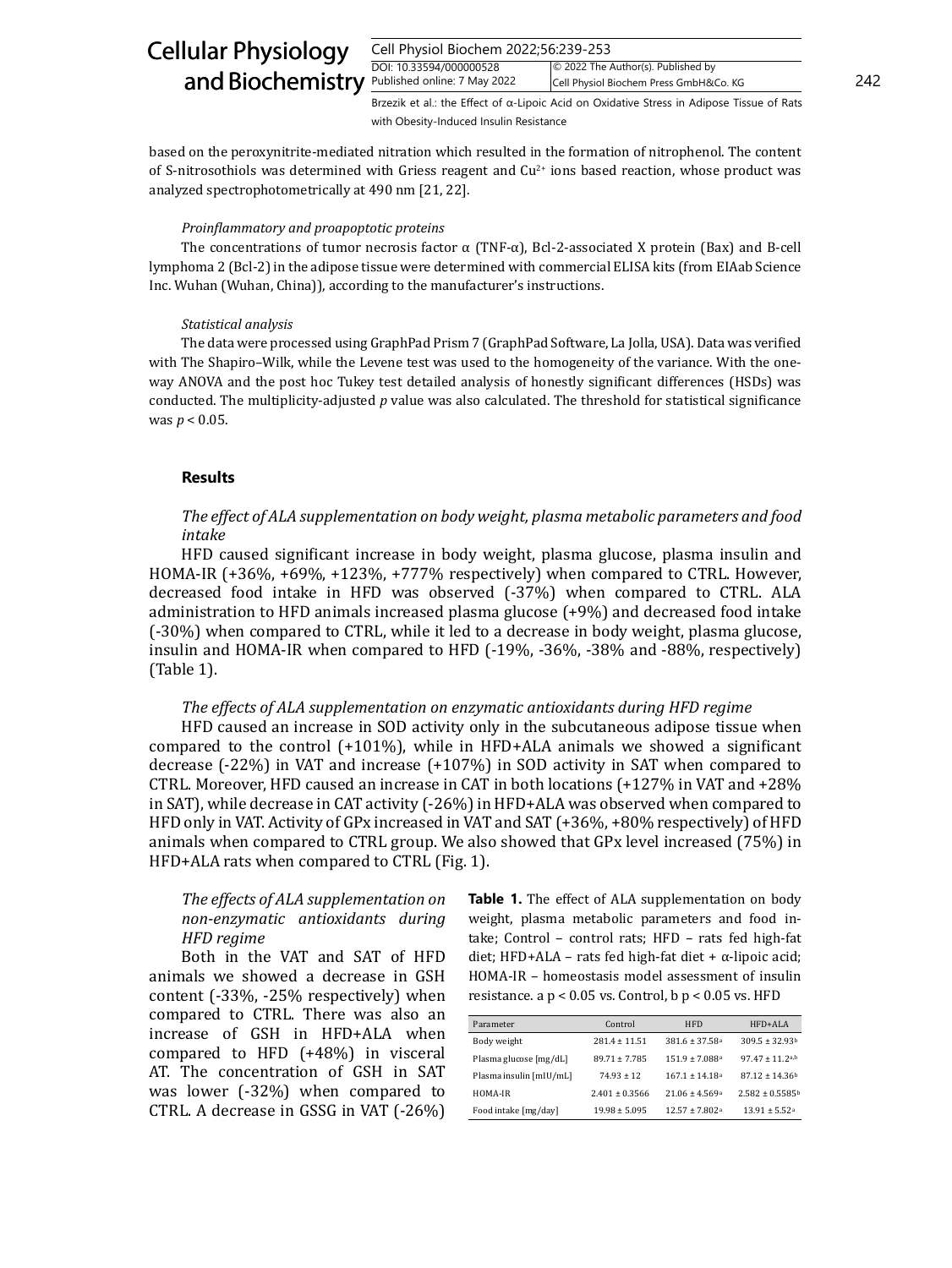based on the peroxynitrite-mediated nitration which resulted in the formation of nitrophenol. The content of S-nitrosothiols was determined with Griess reagent and $Cu^{2+}$ ions based reaction, whose product was analyzed spectrophotometrically at 490 nm [21, 22].

*Proinflammatory and proapoptotic proteins*

The concentrations of tumor necrosis factor α (TNF-α), Bcl-2-associated X protein (Bax) and B-cell lymphoma 2 (Bcl-2) in the adipose tissue were determined with commercial ELISA kits (from EIAab Science Inc. Wuhan (Wuhan, China)), according to the manufacturer's instructions.

*Statistical analysis*

The data were processed using GraphPad Prism 7 (GraphPad Software, La Jolla, USA). Data was verified with The Shapiro–Wilk, while the Levene test was used to the homogeneity of the variance. With the one-way ANOVA and the post hoc Tukey test detailed analysis of honestly significant differences (HSDs) was conducted. The multiplicity-adjusted *p* value was also calculated. The threshold for statistical significance was $p < 0.05$.

## Results

*The effect of ALA supplementation on body weight, plasma metabolic parameters and food intake*

HFD caused significant increase in body weight, plasma glucose, plasma insulin and HOMA-IR (+36%, +69%, +123%, +777% respectively) when compared to CTRL. However, decreased food intake in HFD was observed (-37%) when compared to CTRL. ALA administration to HFD animals increased plasma glucose (+9%) and decreased food intake (-30%) when compared to CTRL, while it led to a decrease in body weight, plasma glucose, insulin and HOMA-IR when compared to HFD (-19%, -36%, -38% and -88%, respectively) (Table 1).

*The effects of ALA supplementation on enzymatic antioxidants during HFD regime*

HFD caused an increase in SOD activity only in the subcutaneous adipose tissue when compared to the control (+101%), while in HFD+ALA animals we showed a significant decrease (-22%) in VAT and increase (+107%) in SOD activity in SAT when compared to CTRL. Moreover, HFD caused an increase in CAT in both locations (+127% in VAT and +28% in SAT), while decrease in CAT activity (-26%) in HFD+ALA was observed when compared to HFD only in VAT. Activity of GPx increased in VAT and SAT (+36%, +80% respectively) of HFD animals when compared to CTRL group. We also showed that GPx level increased (75%) in HFD+ALA rats when compared to CTRL (Fig. 1).

*The effects of ALA supplementation on non-enzymatic antioxidants during HFD regime*

Both in the VAT and SAT of HFD animals we showed a decrease in GSH content (-33%, -25% respectively) when compared to CTRL. There was also an increase of GSH in HFD+ALA when compared to HFD (+48%) in visceral AT. The concentration of GSH in SAT was lower (-32%) when compared to CTRL. A decrease in GSSG in VAT (-26%)

**Table 1.** The effect of ALA supplementation on body weight, plasma metabolic parameters and food intake; Control – control rats; HFD – rats fed high-fat diet; HFD+ALA – rats fed high-fat diet + α-lipoic acid; HOMA-IR – homeostasis model assessment of insulin resistance. a $p < 0.05$ vs. Control, b $p < 0.05$ vs. HFD

| Parameter | Control | HFD | HFD+ALA |
|---|---|---|---|
| Body weight | 281.4 ± 11.51 | 381.6 ± 37.58[a] | 309.5 ± 32.93[b] |
| Plasma glucose [mg/dL] | 89.71 ± 7.785 | 151.9 ± 7.088[a] | 97.47 ± 11.2[a,b] |
| Plasma insulin [mIU/mL] | 74.93 ± 12 | 167.1 ± 14.18[a] | 87.12 ± 14.36[b] |
| HOMA-IR | 2.401 ± 0.3566 | 21.06 ± 4.569[a] | 2.582 ± 0.5585[b] |
| Food intake [mg/day] | 19.98 ± 5.095 | 12.57 ± 7.802[a] | 13.91 ± 5.52[a] |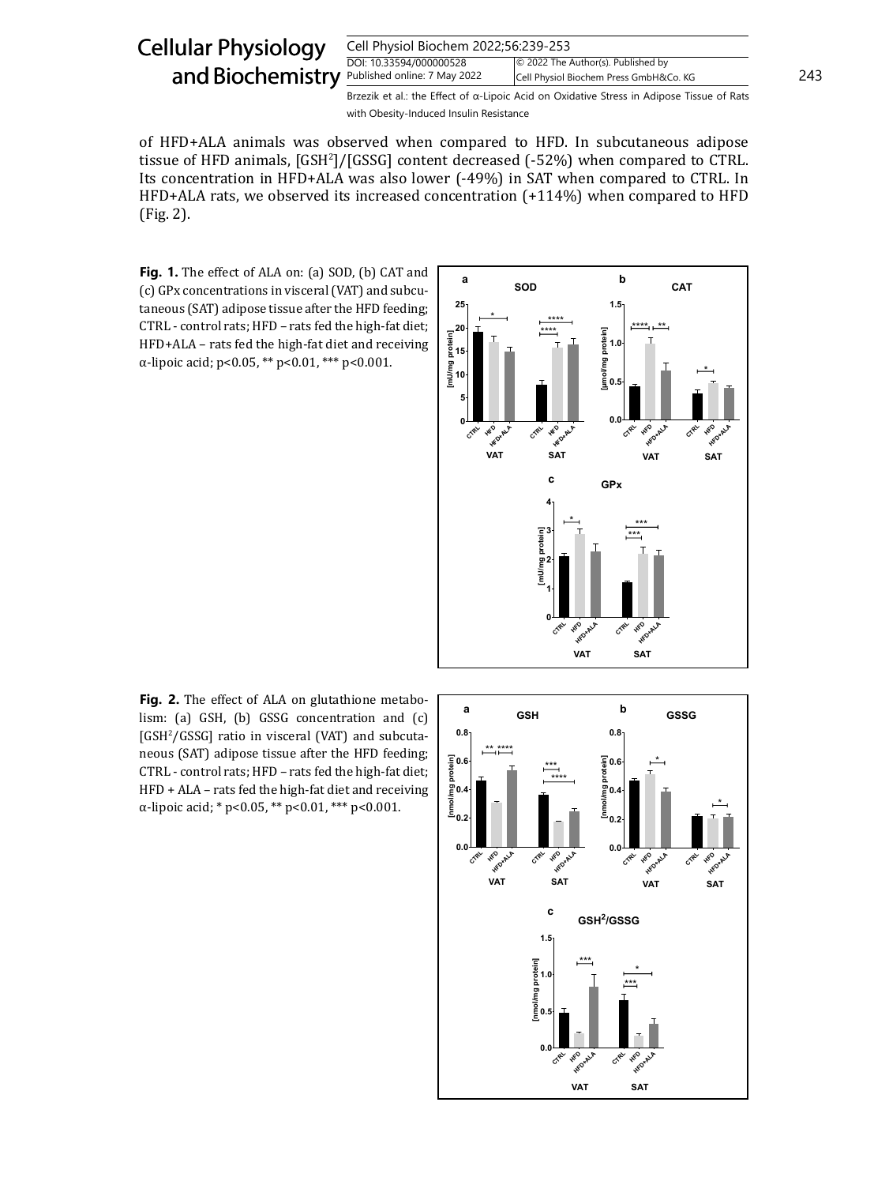of HFD+ALA animals was observed when compared to HFD. In subcutaneous adipose tissue of HFD animals, [GSH$^2$]/[GSSG] content decreased (-52%) when compared to CTRL. Its concentration in HFD+ALA was also lower (-49%) in SAT when compared to CTRL. In HFD+ALA rats, we observed its increased concentration (+114%) when compared to HFD (Fig. 2).

**Fig. 1.** The effect of ALA on: (a) SOD, (b) CAT and (c) GPx concentrations in visceral (VAT) and subcutaneous (SAT) adipose tissue after the HFD feeding; CTRL - control rats; HFD – rats fed the high-fat diet; HFD+ALA – rats fed the high-fat diet and receiving α-lipoic acid; $p<0.05$, ** $p<0.01$, *** $p<0.001$.

**Fig. 2.** The effect of ALA on glutathione metabolism: (a) GSH, (b) GSSG concentration and (c) [GSH$^2$/GSSG] ratio in visceral (VAT) and subcutaneous (SAT) adipose tissue after the HFD feeding; CTRL - control rats; HFD – rats fed the high-fat diet; HFD + ALA – rats fed the high-fat diet and receiving α-lipoic acid; * $p<0.05$, ** $p<0.01$, *** $p<0.001$.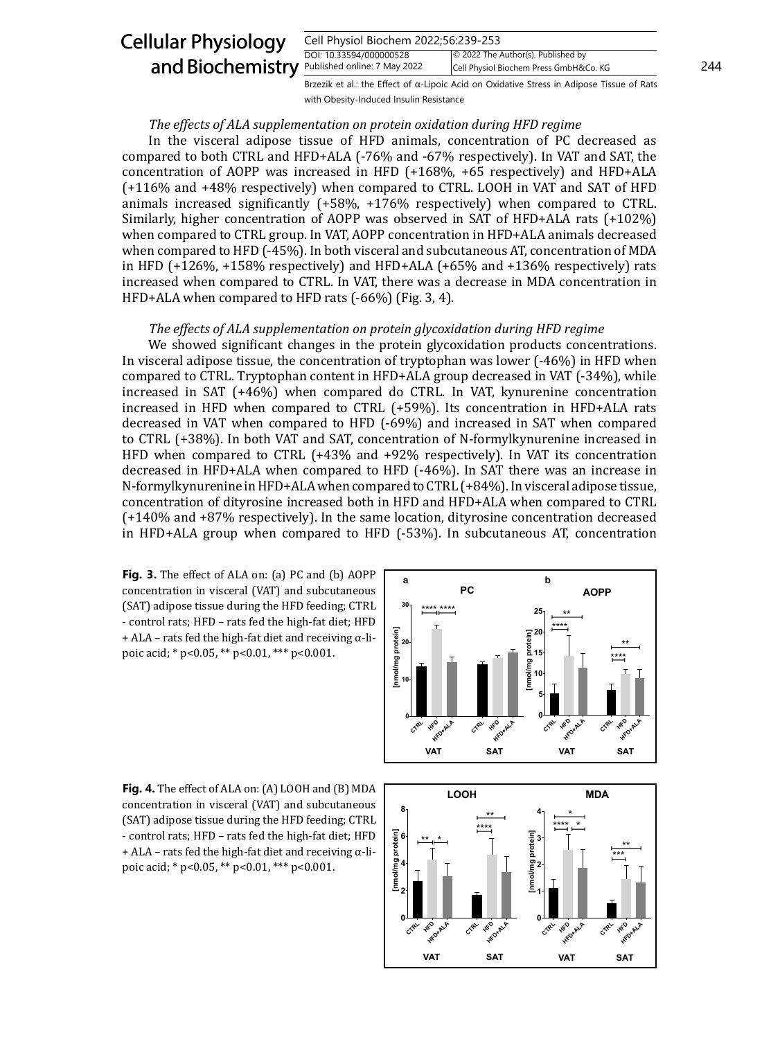### *The effects of ALA supplementation on protein oxidation during HFD regime*

In the visceral adipose tissue of HFD animals, concentration of PC decreased as compared to both CTRL and HFD+ALA (-76% and -67% respectively). In VAT and SAT, the concentration of AOPP was increased in HFD (+168%, +65 respectively) and HFD+ALA (+116% and +48% respectively) when compared to CTRL. LOOH in VAT and SAT of HFD animals increased significantly (+58%, +176% respectively) when compared to CTRL. Similarly, higher concentration of AOPP was observed in SAT of HFD+ALA rats (+102%) when compared to CTRL group. In VAT, AOPP concentration in HFD+ALA animals decreased when compared to HFD (-45%). In both visceral and subcutaneous AT, concentration of MDA in HFD (+126%, +158% respectively) and HFD+ALA (+65% and +136% respectively) rats increased when compared to CTRL. In VAT, there was a decrease in MDA concentration in HFD+ALA when compared to HFD rats (-66%) (Fig. 3, 4).

### *The effects of ALA supplementation on protein glycoxidation during HFD regime*

We showed significant changes in the protein glycoxidation products concentrations. In visceral adipose tissue, the concentration of tryptophan was lower (-46%) in HFD when compared to CTRL. Tryptophan content in HFD+ALA group decreased in VAT (-34%), while increased in SAT (+46%) when compared do CTRL. In VAT, kynurenine concentration increased in HFD when compared to CTRL (+59%). Its concentration in HFD+ALA rats decreased in VAT when compared to HFD (-69%) and increased in SAT when compared to CTRL (+38%). In both VAT and SAT, concentration of N-formylkynurenine increased in HFD when compared to CTRL (+43% and +92% respectively). In VAT its concentration decreased in HFD+ALA when compared to HFD (-46%). In SAT there was an increase in N-formylkynurenine in HFD+ALA when compared to CTRL (+84%). In visceral adipose tissue, concentration of dityrosine increased both in HFD and HFD+ALA when compared to CTRL (+140% and +87% respectively). In the same location, dityrosine concentration decreased in HFD+ALA group when compared to HFD (-53%). In subcutaneous AT, concentration

**Fig. 3.** The effect of ALA on: (a) PC and (b) AOPP concentration in visceral (VAT) and subcutaneous (SAT) adipose tissue during the HFD feeding; CTRL - control rats; HFD – rats fed the high-fat diet; HFD + ALA – rats fed the high-fat diet and receiving α-lipoic acid; * p<0.05, ** p<0.01, *** p<0.001.

**Fig. 4.** The effect of ALA on: (A) LOOH and (B) MDA concentration in visceral (VAT) and subcutaneous (SAT) adipose tissue during the HFD feeding; CTRL - control rats; HFD – rats fed the high-fat diet; HFD + ALA – rats fed the high-fat diet and receiving α-lipoic acid; * p<0.05, ** p<0.01, *** p<0.001.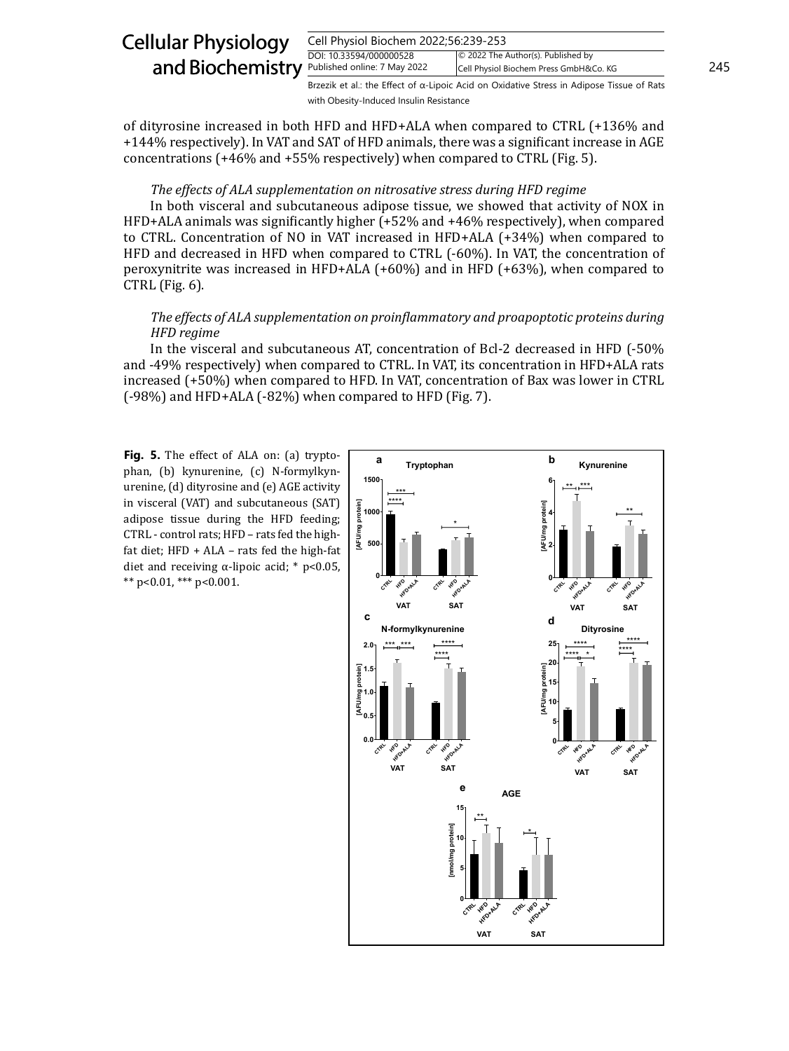of dityrosine increased in both HFD and HFD+ALA when compared to CTRL (+136% and +144% respectively). In VAT and SAT of HFD animals, there was a significant increase in AGE concentrations (+46% and +55% respectively) when compared to CTRL (Fig. 5).

*The effects of ALA supplementation on nitrosative stress during HFD regime*

In both visceral and subcutaneous adipose tissue, we showed that activity of NOX in HFD+ALA animals was significantly higher (+52% and +46% respectively), when compared to CTRL. Concentration of NO in VAT increased in HFD+ALA (+34%) when compared to HFD and decreased in HFD when compared to CTRL (-60%). In VAT, the concentration of peroxynitrite was increased in HFD+ALA (+60%) and in HFD (+63%), when compared to CTRL (Fig. 6).

*The effects of ALA supplementation on proinflammatory and proapoptotic proteins during HFD regime*

In the visceral and subcutaneous AT, concentration of Bcl-2 decreased in HFD (-50% and -49% respectively) when compared to CTRL. In VAT, its concentration in HFD+ALA rats increased (+50%) when compared to HFD. In VAT, concentration of Bax was lower in CTRL (-98%) and HFD+ALA (-82%) when compared to HFD (Fig. 7).

**Fig. 5.** The effect of ALA on: (a) tryptophan, (b) kynurenine, (c) N-formylkynurenine, (d) dityrosine and (e) AGE activity in visceral (VAT) and subcutaneous (SAT) adipose tissue during the HFD feeding; CTRL - control rats; HFD – rats fed the high-fat diet; HFD + ALA – rats fed the high-fat diet and receiving α-lipoic acid; * p<0.05, ** p<0.01, *** p<0.001.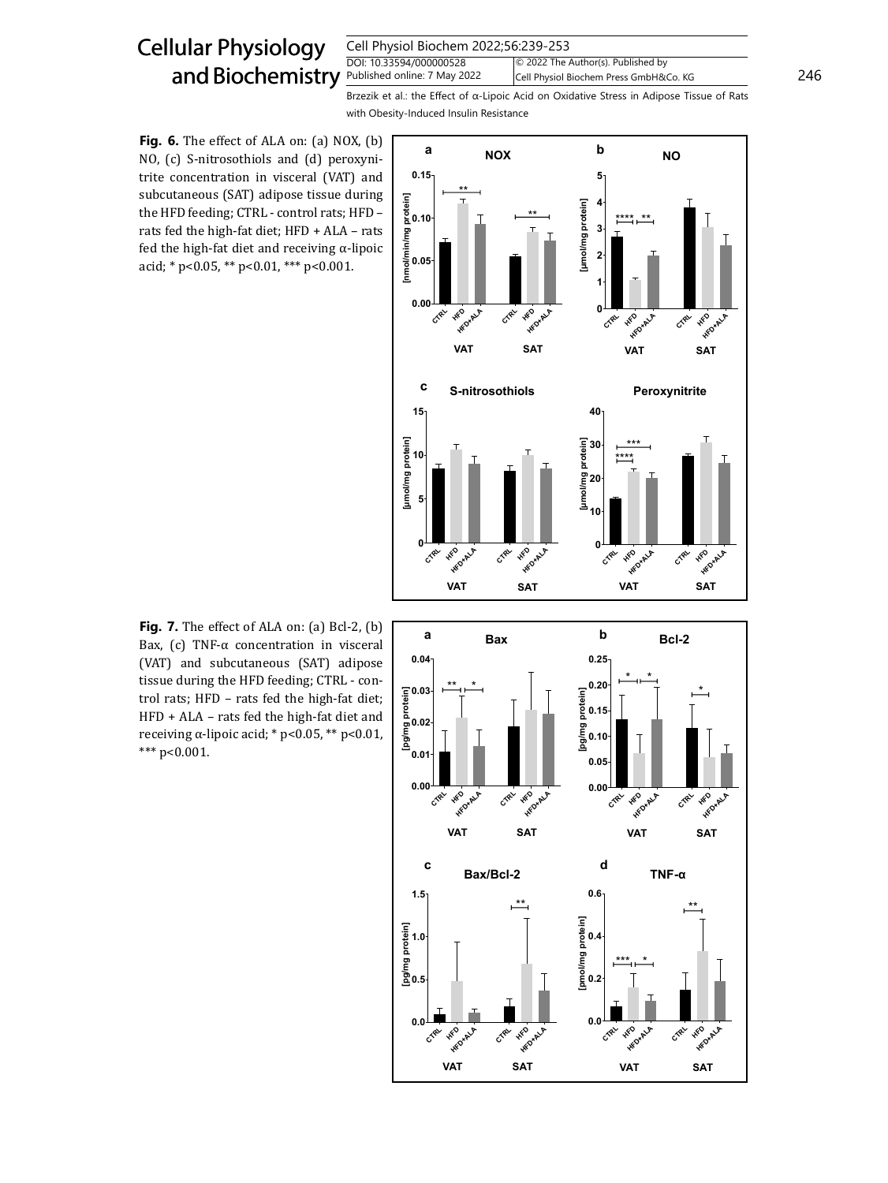**Fig. 6.** The effect of ALA on: (a) NOX, (b) NO, (c) S-nitrosothiols and (d) peroxynitrite concentration in visceral (VAT) and subcutaneous (SAT) adipose tissue during the HFD feeding; CTRL - control rats; HFD – rats fed the high-fat diet; HFD + ALA – rats fed the high-fat diet and receiving α-lipoic acid; * p<0.05, ** p<0.01, *** p<0.001.

**Fig. 7.** The effect of ALA on: (a) Bcl-2, (b) Bax, (c) TNF-α concentration in visceral (VAT) and subcutaneous (SAT) adipose tissue during the HFD feeding; CTRL - control rats; HFD – rats fed the high-fat diet; HFD + ALA – rats fed the high-fat diet and receiving α-lipoic acid; * p<0.05, ** p<0.01, *** p<0.001.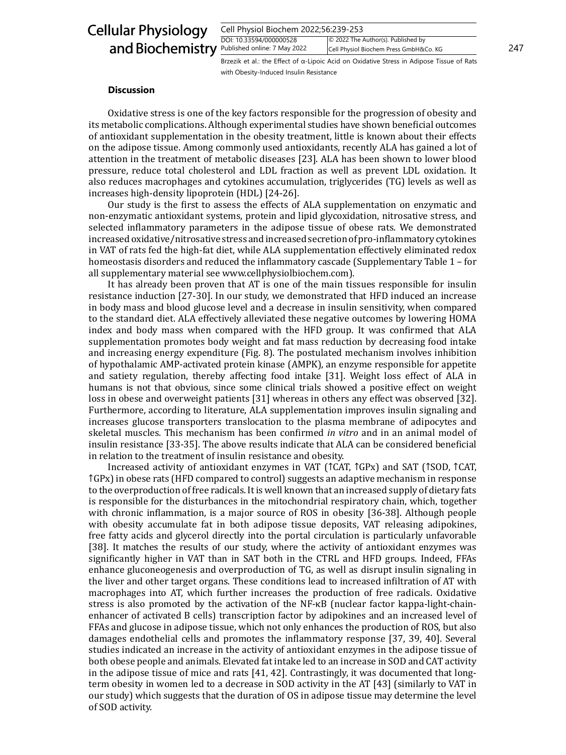### Discussion

Oxidative stress is one of the key factors responsible for the progression of obesity and its metabolic complications. Although experimental studies have shown beneficial outcomes of antioxidant supplementation in the obesity treatment, little is known about their effects on the adipose tissue. Among commonly used antioxidants, recently ALA has gained a lot of attention in the treatment of metabolic diseases [23]. ALA has been shown to lower blood pressure, reduce total cholesterol and LDL fraction as well as prevent LDL oxidation. It also reduces macrophages and cytokines accumulation, triglycerides (TG) levels as well as increases high-density lipoprotein (HDL) [24-26].

Our study is the first to assess the effects of ALA supplementation on enzymatic and non-enzymatic antioxidant systems, protein and lipid glycoxidation, nitrosative stress, and selected inflammatory parameters in the adipose tissue of obese rats. We demonstrated increased oxidative/nitrosative stress and increased secretion of pro-inflammatory cytokines in VAT of rats fed the high-fat diet, while ALA supplementation effectively eliminated redox homeostasis disorders and reduced the inflammatory cascade (Supplementary Table 1 – for all supplementary material see www.cellphysiolbiochem.com).

It has already been proven that AT is one of the main tissues responsible for insulin resistance induction [27-30]. In our study, we demonstrated that HFD induced an increase in body mass and blood glucose level and a decrease in insulin sensitivity, when compared to the standard diet. ALA effectively alleviated these negative outcomes by lowering HOMA index and body mass when compared with the HFD group. It was confirmed that ALA supplementation promotes body weight and fat mass reduction by decreasing food intake and increasing energy expenditure (Fig. 8). The postulated mechanism involves inhibition of hypothalamic AMP-activated protein kinase (AMPK), an enzyme responsible for appetite and satiety regulation, thereby affecting food intake [31]. Weight loss effect of ALA in humans is not that obvious, since some clinical trials showed a positive effect on weight loss in obese and overweight patients [31] whereas in others any effect was observed [32]. Furthermore, according to literature, ALA supplementation improves insulin signaling and increases glucose transporters translocation to the plasma membrane of adipocytes and skeletal muscles. This mechanism has been confirmed *in vitro* and in an animal model of insulin resistance [33-35]. The above results indicate that ALA can be considered beneficial in relation to the treatment of insulin resistance and obesity.

Increased activity of antioxidant enzymes in VAT (↑CAT, ↑GPx) and SAT (↑SOD, ↑CAT, ↑GPx) in obese rats (HFD compared to control) suggests an adaptive mechanism in response to the overproduction of free radicals. It is well known that an increased supply of dietary fats is responsible for the disturbances in the mitochondrial respiratory chain, which, together with chronic inflammation, is a major source of ROS in obesity [36-38]. Although people with obesity accumulate fat in both adipose tissue deposits, VAT releasing adipokines, free fatty acids and glycerol directly into the portal circulation is particularly unfavorable [38]. It matches the results of our study, where the activity of antioxidant enzymes was significantly higher in VAT than in SAT both in the CTRL and HFD groups. Indeed, FFAs enhance gluconeogenesis and overproduction of TG, as well as disrupt insulin signaling in the liver and other target organs. These conditions lead to increased infiltration of AT with macrophages into AT, which further increases the production of free radicals. Oxidative stress is also promoted by the activation of the NF-κB (nuclear factor kappa-light-chain-enhancer of activated B cells) transcription factor by adipokines and an increased level of FFAs and glucose in adipose tissue, which not only enhances the production of ROS, but also damages endothelial cells and promotes the inflammatory response [37, 39, 40]. Several studies indicated an increase in the activity of antioxidant enzymes in the adipose tissue of both obese people and animals. Elevated fat intake led to an increase in SOD and CAT activity in the adipose tissue of mice and rats [41, 42]. Contrastingly, it was documented that long-term obesity in women led to a decrease in SOD activity in the AT [43] (similarly to VAT in our study) which suggests that the duration of OS in adipose tissue may determine the level of SOD activity.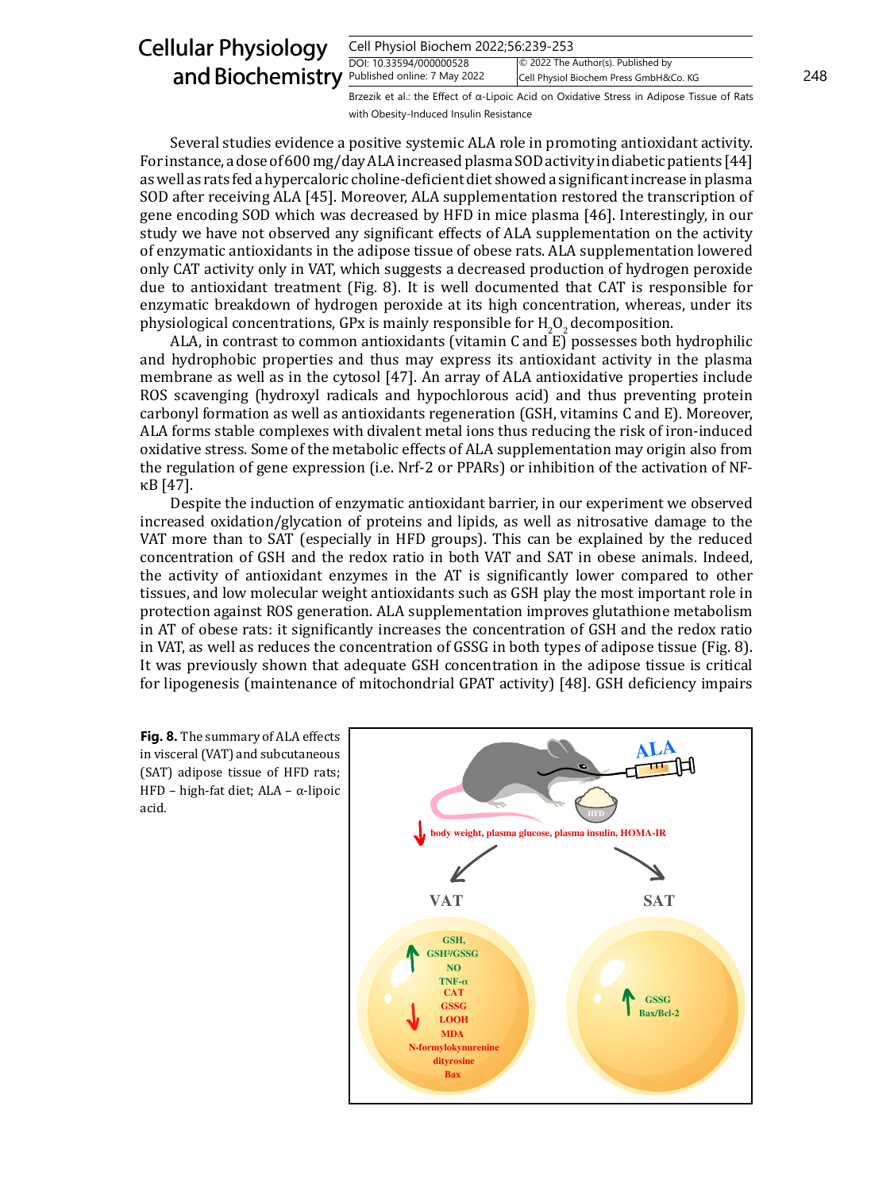Several studies evidence a positive systemic ALA role in promoting antioxidant activity. For instance, a dose of 600 mg/day ALA increased plasma SOD activity in diabetic patients [44] as well as rats fed a hypercaloric choline-deficient diet showed a significant increase in plasma SOD after receiving ALA [45]. Moreover, ALA supplementation restored the transcription of gene encoding SOD which was decreased by HFD in mice plasma [46]. Interestingly, in our study we have not observed any significant effects of ALA supplementation on the activity of enzymatic antioxidants in the adipose tissue of obese rats. ALA supplementation lowered only CAT activity only in VAT, which suggests a decreased production of hydrogen peroxide due to antioxidant treatment (Fig. 8). It is well documented that CAT is responsible for enzymatic breakdown of hydrogen peroxide at its high concentration, whereas, under its physiological concentrations, GPx is mainly responsible for $H_2O_2$ decomposition.

ALA, in contrast to common antioxidants (vitamin C and E) possesses both hydrophilic and hydrophobic properties and thus may express its antioxidant activity in the plasma membrane as well as in the cytosol [47]. An array of ALA antioxidative properties include ROS scavenging (hydroxyl radicals and hypochlorous acid) and thus preventing protein carbonyl formation as well as antioxidants regeneration (GSH, vitamins C and E). Moreover, ALA forms stable complexes with divalent metal ions thus reducing the risk of iron-induced oxidative stress. Some of the metabolic effects of ALA supplementation may origin also from the regulation of gene expression (i.e. Nrf-2 or PPARs) or inhibition of the activation of NF-κB [47].

Despite the induction of enzymatic antioxidant barrier, in our experiment we observed increased oxidation/glycation of proteins and lipids, as well as nitrosative damage to the VAT more than to SAT (especially in HFD groups). This can be explained by the reduced concentration of GSH and the redox ratio in both VAT and SAT in obese animals. Indeed, the activity of antioxidant enzymes in the AT is significantly lower compared to other tissues, and low molecular weight antioxidants such as GSH play the most important role in protection against ROS generation. ALA supplementation improves glutathione metabolism in AT of obese rats: it significantly increases the concentration of GSH and the redox ratio in VAT, as well as reduces the concentration of GSSG in both types of adipose tissue (Fig. 8). It was previously shown that adequate GSH concentration in the adipose tissue is critical for lipogenesis (maintenance of mitochondrial GPAT activity) [48]. GSH deficiency impairs

**Fig. 8.** The summary of ALA effects in visceral (VAT) and subcutaneous (SAT) adipose tissue of HFD rats; HFD – high-fat diet; ALA – α-lipoic acid.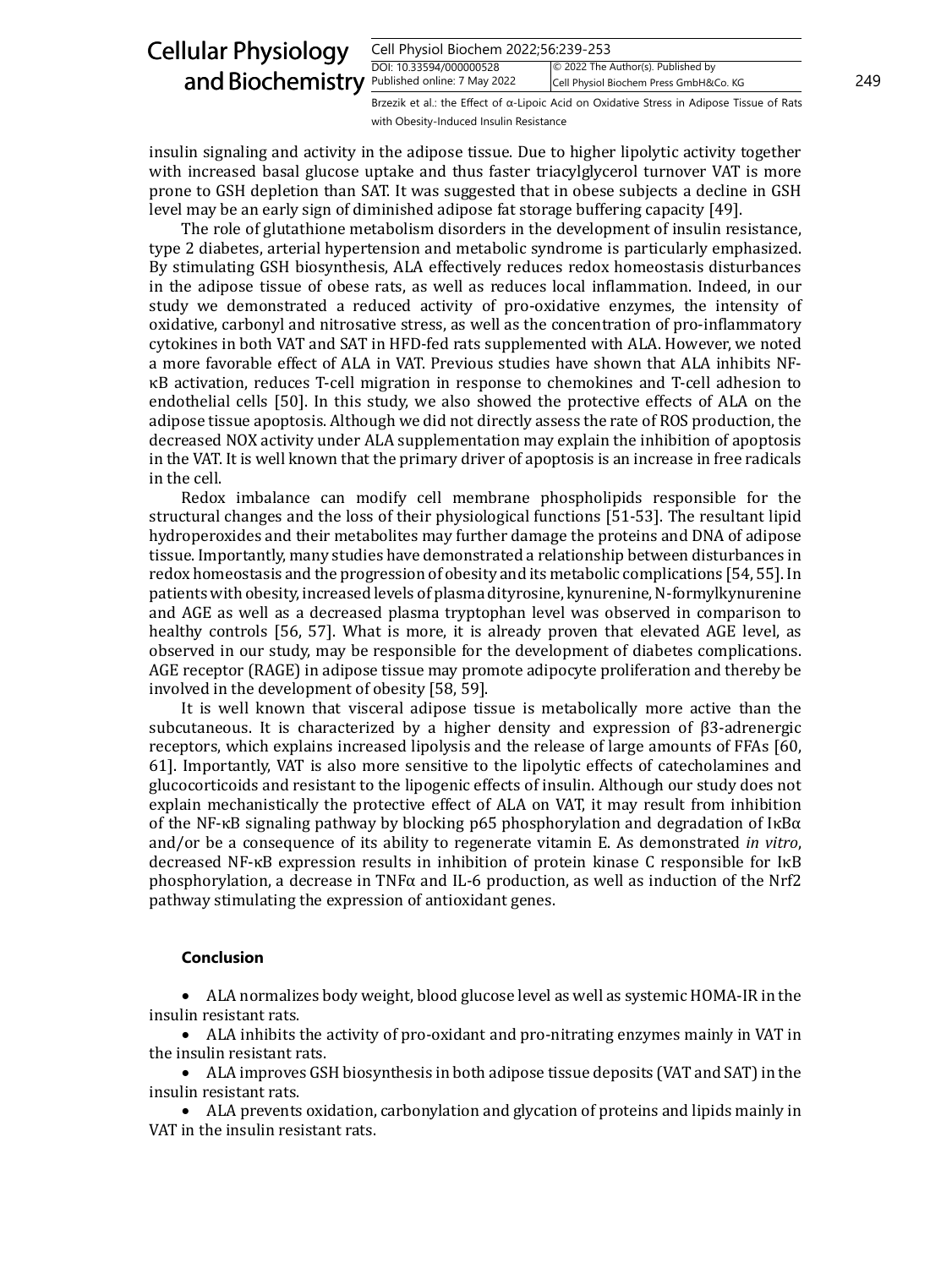insulin signaling and activity in the adipose tissue. Due to higher lipolytic activity together with increased basal glucose uptake and thus faster triacylglycerol turnover VAT is more prone to GSH depletion than SAT. It was suggested that in obese subjects a decline in GSH level may be an early sign of diminished adipose fat storage buffering capacity [49].

The role of glutathione metabolism disorders in the development of insulin resistance, type 2 diabetes, arterial hypertension and metabolic syndrome is particularly emphasized. By stimulating GSH biosynthesis, ALA effectively reduces redox homeostasis disturbances in the adipose tissue of obese rats, as well as reduces local inflammation. Indeed, in our study we demonstrated a reduced activity of pro-oxidative enzymes, the intensity of oxidative, carbonyl and nitrosative stress, as well as the concentration of pro-inflammatory cytokines in both VAT and SAT in HFD-fed rats supplemented with ALA. However, we noted a more favorable effect of ALA in VAT. Previous studies have shown that ALA inhibits NF-κB activation, reduces T-cell migration in response to chemokines and T-cell adhesion to endothelial cells [50]. In this study, we also showed the protective effects of ALA on the adipose tissue apoptosis. Although we did not directly assess the rate of ROS production, the decreased NOX activity under ALA supplementation may explain the inhibition of apoptosis in the VAT. It is well known that the primary driver of apoptosis is an increase in free radicals in the cell.

Redox imbalance can modify cell membrane phospholipids responsible for the structural changes and the loss of their physiological functions [51-53]. The resultant lipid hydroperoxides and their metabolites may further damage the proteins and DNA of adipose tissue. Importantly, many studies have demonstrated a relationship between disturbances in redox homeostasis and the progression of obesity and its metabolic complications [54, 55]. In patients with obesity, increased levels of plasma dityrosine, kynurenine, N-formylkynurenine and AGE as well as a decreased plasma tryptophan level was observed in comparison to healthy controls [56, 57]. What is more, it is already proven that elevated AGE level, as observed in our study, may be responsible for the development of diabetes complications. AGE receptor (RAGE) in adipose tissue may promote adipocyte proliferation and thereby be involved in the development of obesity [58, 59].

It is well known that visceral adipose tissue is metabolically more active than the subcutaneous. It is characterized by a higher density and expression of β3-adrenergic receptors, which explains increased lipolysis and the release of large amounts of FFAs [60, 61]. Importantly, VAT is also more sensitive to the lipolytic effects of catecholamines and glucocorticoids and resistant to the lipogenic effects of insulin. Although our study does not explain mechanistically the protective effect of ALA on VAT, it may result from inhibition of the NF-κB signaling pathway by blocking p65 phosphorylation and degradation of IκBα and/or be a consequence of its ability to regenerate vitamin E. As demonstrated *in vitro*, decreased NF-κB expression results in inhibition of protein kinase C responsible for IκB phosphorylation, a decrease in TNFα and IL-6 production, as well as induction of the Nrf2 pathway stimulating the expression of antioxidant genes.

## Conclusion

- ALA normalizes body weight, blood glucose level as well as systemic HOMA-IR in the insulin resistant rats.
- ALA inhibits the activity of pro-oxidant and pro-nitrating enzymes mainly in VAT in the insulin resistant rats.
- ALA improves GSH biosynthesis in both adipose tissue deposits (VAT and SAT) in the insulin resistant rats.
- ALA prevents oxidation, carbonylation and glycation of proteins and lipids mainly in VAT in the insulin resistant rats.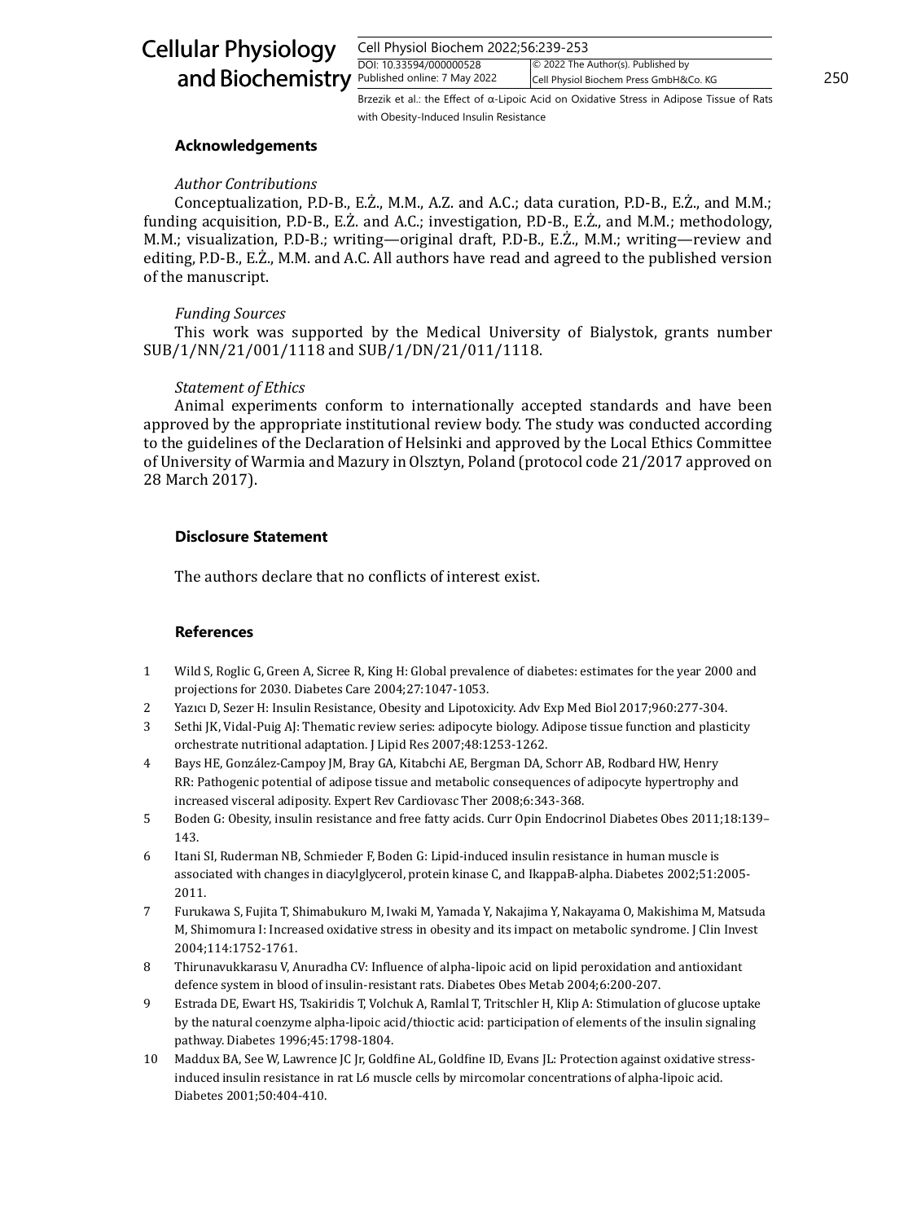## Acknowledgements

*Author Contributions*

Conceptualization, P.D-B., E.Ż., M.M., A.Z. and A.C.; data curation, P.D-B., E.Ż., and M.M.; funding acquisition, P.D-B., E.Ż. and A.C.; investigation, P.D-B., E.Ż., and M.M.; methodology, M.M.; visualization, P.D-B.; writing—original draft, P.D-B., E.Ż., M.M.; writing—review and editing, P.D-B., E.Ż., M.M. and A.C. All authors have read and agreed to the published version of the manuscript.

*Funding Sources*

This work was supported by the Medical University of Bialystok, grants number SUB/1/NN/21/001/1118 and SUB/1/DN/21/011/1118.

*Statement of Ethics*

Animal experiments conform to internationally accepted standards and have been approved by the appropriate institutional review body. The study was conducted according to the guidelines of the Declaration of Helsinki and approved by the Local Ethics Committee of University of Warmia and Mazury in Olsztyn, Poland (protocol code 21/2017 approved on 28 March 2017).

## Disclosure Statement

The authors declare that no conflicts of interest exist.

## References

1. Wild S, Roglic G, Green A, Sicree R, King H: Global prevalence of diabetes: estimates for the year 2000 and projections for 2030. Diabetes Care 2004;27:1047-1053.
2. Yazıcı D, Sezer H: Insulin Resistance, Obesity and Lipotoxicity. Adv Exp Med Biol 2017;960:277-304.
3. Sethi JK, Vidal-Puig AJ: Thematic review series: adipocyte biology. Adipose tissue function and plasticity orchestrate nutritional adaptation. J Lipid Res 2007;48:1253-1262.
4. Bays HE, González-Campoy JM, Bray GA, Kitabchi AE, Bergman DA, Schorr AB, Rodbard HW, Henry RR: Pathogenic potential of adipose tissue and metabolic consequences of adipocyte hypertrophy and increased visceral adiposity. Expert Rev Cardiovasc Ther 2008;6:343-368.
5. Boden G: Obesity, insulin resistance and free fatty acids. Curr Opin Endocrinol Diabetes Obes 2011;18:139–143.
6. Itani SI, Ruderman NB, Schmieder F, Boden G: Lipid-induced insulin resistance in human muscle is associated with changes in diacylglycerol, protein kinase C, and IkappaB-alpha. Diabetes 2002;51:2005-2011.
7. Furukawa S, Fujita T, Shimabukuro M, Iwaki M, Yamada Y, Nakajima Y, Nakayama O, Makishima M, Matsuda M, Shimomura I: Increased oxidative stress in obesity and its impact on metabolic syndrome. J Clin Invest 2004;114:1752-1761.
8. Thirunavukkarasu V, Anuradha CV: Influence of alpha-lipoic acid on lipid peroxidation and antioxidant defence system in blood of insulin-resistant rats. Diabetes Obes Metab 2004;6:200-207.
9. Estrada DE, Ewart HS, Tsakiridis T, Volchuk A, Ramlal T, Tritschler H, Klip A: Stimulation of glucose uptake by the natural coenzyme alpha-lipoic acid/thioctic acid: participation of elements of the insulin signaling pathway. Diabetes 1996;45:1798-1804.
10. Maddux BA, See W, Lawrence JC Jr, Goldfine AL, Goldfine ID, Evans JL: Protection against oxidative stress-induced insulin resistance in rat L6 muscle cells by mircomolar concentrations of alpha-lipoic acid. Diabetes 2001;50:404-410.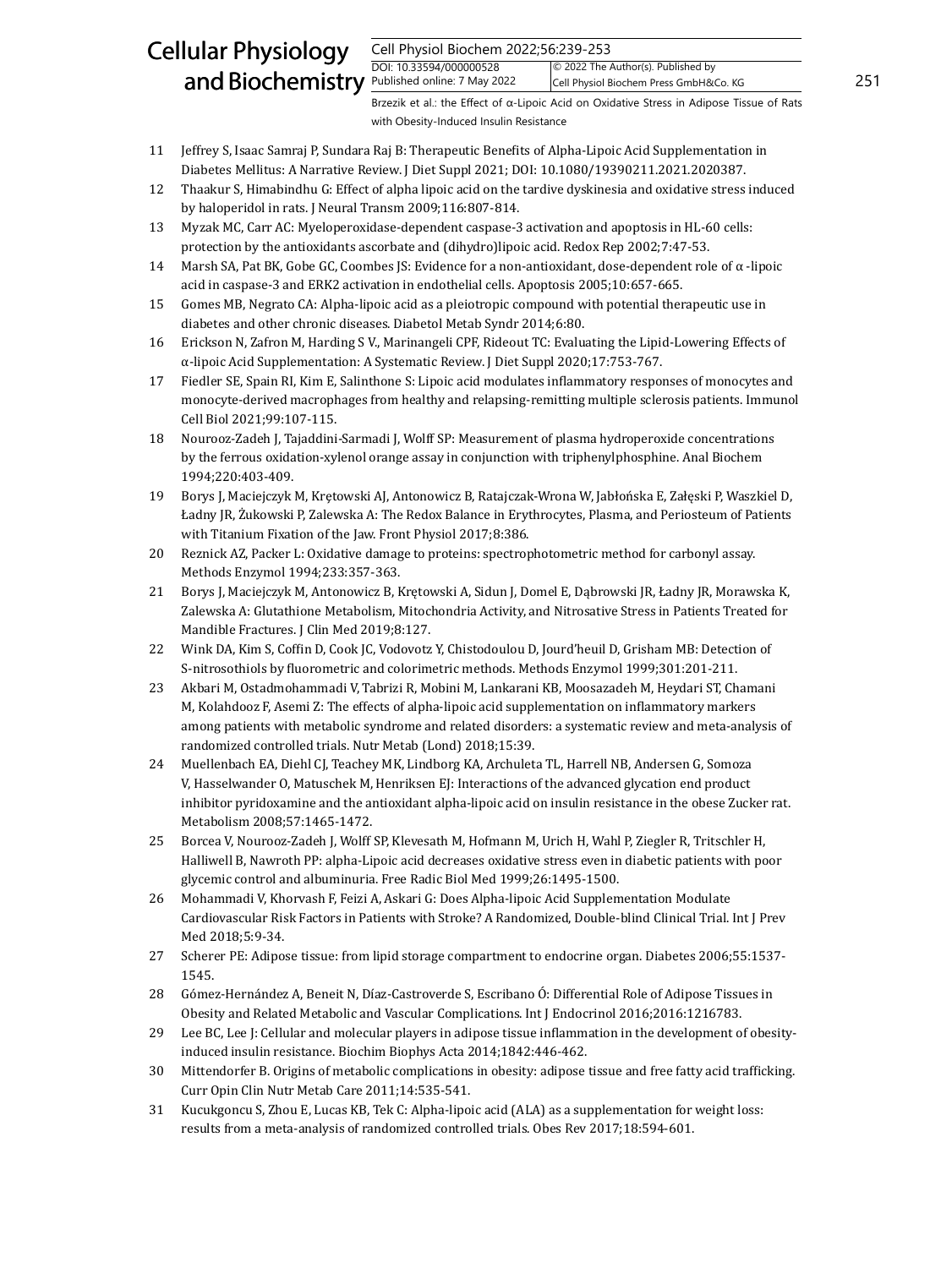11 Jeffrey S, Isaac Samraj P, Sundara Raj B: Therapeutic Benefits of Alpha-Lipoic Acid Supplementation in Diabetes Mellitus: A Narrative Review. J Diet Suppl 2021; DOI: 10.1080/19390211.2021.2020387.

12 Thaakur S, Himabindhu G: Effect of alpha lipoic acid on the tardive dyskinesia and oxidative stress induced by haloperidol in rats. J Neural Transm 2009;116:807-814.

13 Myzak MC, Carr AC: Myeloperoxidase-dependent caspase-3 activation and apoptosis in HL-60 cells: protection by the antioxidants ascorbate and (dihydro)lipoic acid. Redox Rep 2002;7:47-53.

14 Marsh SA, Pat BK, Gobe GC, Coombes JS: Evidence for a non-antioxidant, dose-dependent role of α-lipoic acid in caspase-3 and ERK2 activation in endothelial cells. Apoptosis 2005;10:657-665.

15 Gomes MB, Negrato CA: Alpha-lipoic acid as a pleiotropic compound with potential therapeutic use in diabetes and other chronic diseases. Diabetol Metab Syndr 2014;6:80.

16 Erickson N, Zafron M, Harding S V., Marinangeli CPF, Rideout TC: Evaluating the Lipid-Lowering Effects of α-lipoic Acid Supplementation: A Systematic Review. J Diet Suppl 2020;17:753-767.

17 Fiedler SE, Spain RI, Kim E, Salinthone S: Lipoic acid modulates inflammatory responses of monocytes and monocyte-derived macrophages from healthy and relapsing-remitting multiple sclerosis patients. Immunol Cell Biol 2021;99:107-115.

18 Nourooz-Zadeh J, Tajaddini-Sarmadi J, Wolff SP: Measurement of plasma hydroperoxide concentrations by the ferrous oxidation-xylenol orange assay in conjunction with triphenylphosphine. Anal Biochem 1994;220:403-409.

19 Borys J, Maciejczyk M, Krętowski AJ, Antonowicz B, Ratajczak-Wrona W, Jabłońska E, Załęski P, Waszkiel D, Ładny JR, Żukowski P, Zalewska A: The Redox Balance in Erythrocytes, Plasma, and Periosteum of Patients with Titanium Fixation of the Jaw. Front Physiol 2017;8:386.

20 Reznick AZ, Packer L: Oxidative damage to proteins: spectrophotometric method for carbonyl assay. Methods Enzymol 1994;233:357-363.

21 Borys J, Maciejczyk M, Antonowicz B, Krętowski A, Sidun J, Domel E, Dąbrowski JR, Ładny JR, Morawska K, Zalewska A: Glutathione Metabolism, Mitochondria Activity, and Nitrosative Stress in Patients Treated for Mandible Fractures. J Clin Med 2019;8:127.

22 Wink DA, Kim S, Coffin D, Cook JC, Vodovotz Y, Chistodoulou D, Jourd'heuil D, Grisham MB: Detection of S-nitrosothiols by fluorometric and colorimetric methods. Methods Enzymol 1999;301:201-211.

23 Akbari M, Ostadmohammadi V, Tabrizi R, Mobini M, Lankarani KB, Moosazadeh M, Heydari ST, Chamani M, Kolahdooz F, Asemi Z: The effects of alpha-lipoic acid supplementation on inflammatory markers among patients with metabolic syndrome and related disorders: a systematic review and meta-analysis of randomized controlled trials. Nutr Metab (Lond) 2018;15:39.

24 Muellenbach EA, Diehl CJ, Teachey MK, Lindborg KA, Archuleta TL, Harrell NB, Andersen G, Somoza V, Hasselwander O, Matuschek M, Henriksen EJ: Interactions of the advanced glycation end product inhibitor pyridoxamine and the antioxidant alpha-lipoic acid on insulin resistance in the obese Zucker rat. Metabolism 2008;57:1465-1472.

25 Borcea V, Nourooz-Zadeh J, Wolff SP, Klevesath M, Hofmann M, Urich H, Wahl P, Ziegler R, Tritschler H, Halliwell B, Nawroth PP: alpha-Lipoic acid decreases oxidative stress even in diabetic patients with poor glycemic control and albuminuria. Free Radic Biol Med 1999;26:1495-1500.

26 Mohammadi V, Khorvash F, Feizi A, Askari G: Does Alpha-lipoic Acid Supplementation Modulate Cardiovascular Risk Factors in Patients with Stroke? A Randomized, Double-blind Clinical Trial. Int J Prev Med 2018;5:9-34.

27 Scherer PE: Adipose tissue: from lipid storage compartment to endocrine organ. Diabetes 2006;55:1537-1545.

28 Gómez-Hernández A, Beneit N, Díaz-Castroverde S, Escribano Ó: Differential Role of Adipose Tissues in Obesity and Related Metabolic and Vascular Complications. Int J Endocrinol 2016;2016:1216783.

29 Lee BC, Lee J: Cellular and molecular players in adipose tissue inflammation in the development of obesity-induced insulin resistance. Biochim Biophys Acta 2014;1842:446-462.

30 Mittendorfer B. Origins of metabolic complications in obesity: adipose tissue and free fatty acid trafficking. Curr Opin Clin Nutr Metab Care 2011;14:535-541.

31 Kucukgoncu S, Zhou E, Lucas KB, Tek C: Alpha-lipoic acid (ALA) as a supplementation for weight loss: results from a meta-analysis of randomized controlled trials. Obes Rev 2017;18:594-601.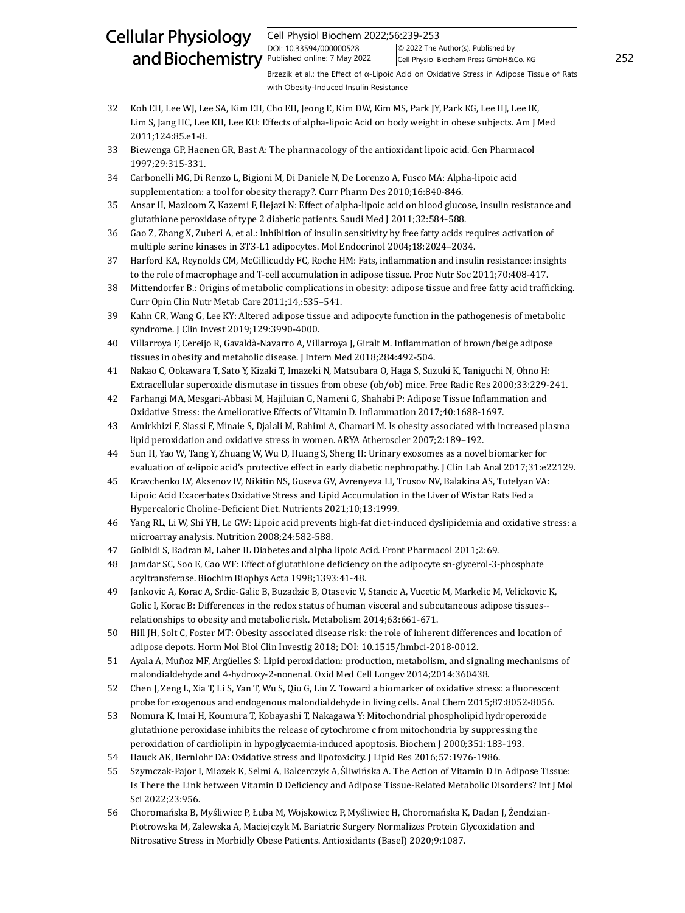32 Koh EH, Lee WJ, Lee SA, Kim EH, Cho EH, Jeong E, Kim DW, Kim MS, Park JY, Park KG, Lee HJ, Lee IK, Lim S, Jang HC, Lee KH, Lee KU: Effects of alpha-lipoic Acid on body weight in obese subjects. Am J Med 2011;124:85.e1-8.

33 Biewenga GP, Haenen GR, Bast A: The pharmacology of the antioxidant lipoic acid. Gen Pharmacol 1997;29:315-331.

34 Carbonelli MG, Di Renzo L, Bigioni M, Di Daniele N, De Lorenzo A, Fusco MA: Alpha-lipoic acid supplementation: a tool for obesity therapy?. Curr Pharm Des 2010;16:840-846.

35 Ansar H, Mazloom Z, Kazemi F, Hejazi N: Effect of alpha-lipoic acid on blood glucose, insulin resistance and glutathione peroxidase of type 2 diabetic patients. Saudi Med J 2011;32:584-588.

36 Gao Z, Zhang X, Zuberi A, et al.: Inhibition of insulin sensitivity by free fatty acids requires activation of multiple serine kinases in 3T3-L1 adipocytes. Mol Endocrinol 2004;18:2024–2034.

37 Harford KA, Reynolds CM, McGillicuddy FC, Roche HM: Fats, inflammation and insulin resistance: insights to the role of macrophage and T-cell accumulation in adipose tissue. Proc Nutr Soc 2011;70:408-417.

38 Mittendorfer B.: Origins of metabolic complications in obesity: adipose tissue and free fatty acid trafficking. Curr Opin Clin Nutr Metab Care 2011;14,:535–541.

39 Kahn CR, Wang G, Lee KY: Altered adipose tissue and adipocyte function in the pathogenesis of metabolic syndrome. J Clin Invest 2019;129:3990-4000.

40 Villarroya F, Cereijo R, Gavaldà-Navarro A, Villarroya J, Giralt M. Inflammation of brown/beige adipose tissues in obesity and metabolic disease. J Intern Med 2018;284:492-504.

41 Nakao C, Ookawara T, Sato Y, Kizaki T, Imazeki N, Matsubara O, Haga S, Suzuki K, Taniguchi N, Ohno H: Extracellular superoxide dismutase in tissues from obese (ob/ob) mice. Free Radic Res 2000;33:229-241.

42 Farhangi MA, Mesgari-Abbasi M, Hajiluian G, Nameni G, Shahabi P: Adipose Tissue Inflammation and Oxidative Stress: the Ameliorative Effects of Vitamin D. Inflammation 2017;40:1688-1697.

43 Amirkhizi F, Siassi F, Minaie S, Djalali M, Rahimi A, Chamari M. Is obesity associated with increased plasma lipid peroxidation and oxidative stress in women. ARYA Atheroscler 2007;2:189–192.

44 Sun H, Yao W, Tang Y, Zhuang W, Wu D, Huang S, Sheng H: Urinary exosomes as a novel biomarker for evaluation of α-lipoic acid's protective effect in early diabetic nephropathy. J Clin Lab Anal 2017;31:e22129.

45 Kravchenko LV, Aksenov IV, Nikitin NS, Guseva GV, Avrenyeva LI, Trusov NV, Balakina AS, Tutelyan VA: Lipoic Acid Exacerbates Oxidative Stress and Lipid Accumulation in the Liver of Wistar Rats Fed a Hypercaloric Choline-Deficient Diet. Nutrients 2021;10;13:1999.

46 Yang RL, Li W, Shi YH, Le GW: Lipoic acid prevents high-fat diet-induced dyslipidemia and oxidative stress: a microarray analysis. Nutrition 2008;24:582-588.

47 Golbidi S, Badran M, Laher IL Diabetes and alpha lipoic Acid. Front Pharmacol 2011;2:69.

48 Jamdar SC, Soo E, Cao WF: Effect of glutathione deficiency on the adipocyte sn-glycerol-3-phosphate acyltransferase. Biochim Biophys Acta 1998;1393:41-48.

49 Jankovic A, Korac A, Srdic-Galic B, Buzadzic B, Otasevic V, Stancic A, Vucetic M, Markelic M, Velickovic K, Golic I, Korac B: Differences in the redox status of human visceral and subcutaneous adipose tissues--relationships to obesity and metabolic risk. Metabolism 2014;63:661-671.

50 Hill JH, Solt C, Foster MT: Obesity associated disease risk: the role of inherent differences and location of adipose depots. Horm Mol Biol Clin Investig 2018; DOI: 10.1515/hmbci-2018-0012.

51 Ayala A, Muñoz MF, Argüelles S: Lipid peroxidation: production, metabolism, and signaling mechanisms of malondialdehyde and 4-hydroxy-2-nonenal. Oxid Med Cell Longev 2014;2014:360438.

52 Chen J, Zeng L, Xia T, Li S, Yan T, Wu S, Qiu G, Liu Z. Toward a biomarker of oxidative stress: a fluorescent probe for exogenous and endogenous malondialdehyde in living cells. Anal Chem 2015;87:8052-8056.

53 Nomura K, Imai H, Koumura T, Kobayashi T, Nakagawa Y: Mitochondrial phospholipid hydroperoxide glutathione peroxidase inhibits the release of cytochrome c from mitochondria by suppressing the peroxidation of cardiolipin in hypoglycaemia-induced apoptosis. Biochem J 2000;351:183-193.

54 Hauck AK, Bernlohr DA: Oxidative stress and lipotoxicity. J Lipid Res 2016;57:1976-1986.

55 Szymczak-Pajor I, Miazek K, Selmi A, Balcerczyk A, Śliwińska A. The Action of Vitamin D in Adipose Tissue: Is There the Link between Vitamin D Deficiency and Adipose Tissue-Related Metabolic Disorders? Int J Mol Sci 2022;23:956.

56 Choromańska B, Myśliwiec P, Łuba M, Wojskowicz P, Myśliwiec H, Choromańska K, Dadan J, Żendzian-Piotrowska M, Zalewska A, Maciejczyk M. Bariatric Surgery Normalizes Protein Glycoxidation and Nitrosative Stress in Morbidly Obese Patients. Antioxidants (Basel) 2020;9:1087.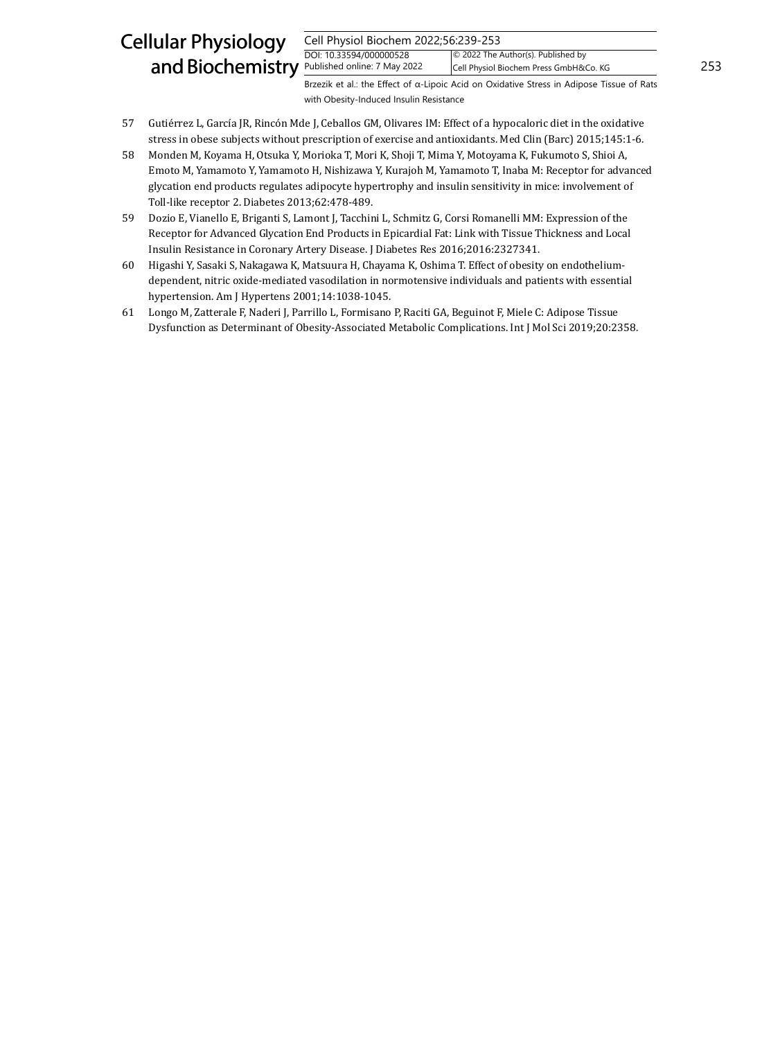57 Gutiérrez L, García JR, Rincón Mde J, Ceballos GM, Olivares IM: Effect of a hypocaloric diet in the oxidative stress in obese subjects without prescription of exercise and antioxidants. Med Clin (Barc) 2015;145:1-6.

58 Monden M, Koyama H, Otsuka Y, Morioka T, Mori K, Shoji T, Mima Y, Motoyama K, Fukumoto S, Shioi A, Emoto M, Yamamoto Y, Yamamoto H, Nishizawa Y, Kurajoh M, Yamamoto T, Inaba M: Receptor for advanced glycation end products regulates adipocyte hypertrophy and insulin sensitivity in mice: involvement of Toll-like receptor 2. Diabetes 2013;62:478-489.

59 Dozio E, Vianello E, Briganti S, Lamont J, Tacchini L, Schmitz G, Corsi Romanelli MM: Expression of the Receptor for Advanced Glycation End Products in Epicardial Fat: Link with Tissue Thickness and Local Insulin Resistance in Coronary Artery Disease. J Diabetes Res 2016;2016:2327341.

60 Higashi Y, Sasaki S, Nakagawa K, Matsuura H, Chayama K, Oshima T. Effect of obesity on endothelium-dependent, nitric oxide-mediated vasodilation in normotensive individuals and patients with essential hypertension. Am J Hypertens 2001;14:1038-1045.

61 Longo M, Zatterale F, Naderi J, Parrillo L, Formisano P, Raciti GA, Beguinot F, Miele C: Adipose Tissue Dysfunction as Determinant of Obesity-Associated Metabolic Complications. Int J Mol Sci 2019;20:2358.